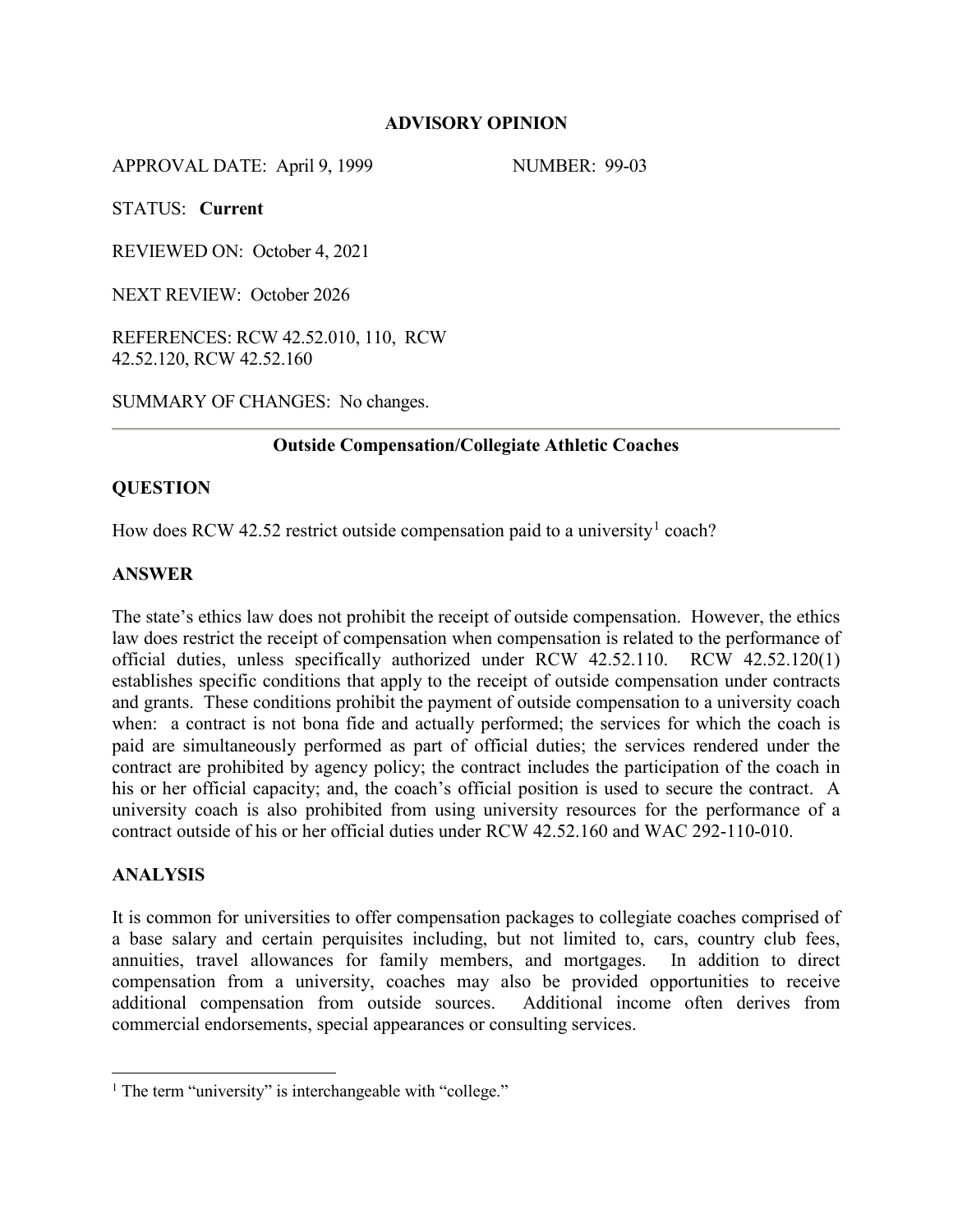**ADVISORY OPINION**

APPROVAL DATE: April 9, 1999 NUMBER: 99-03

STATUS: **Current**

REVIEWED ON: October 4, 2021

NEXT REVIEW: October 2026

REFERENCES: RCW 42.52.010, 110, RCW 42.52.120, RCW 42.52.160

SUMMARY OF CHANGES: No changes.

---

**Outside Compensation/Collegiate Athletic Coaches**

## QUESTION

How does RCW 42.52 restrict outside compensation paid to a university[1] coach?

## ANSWER

The state's ethics law does not prohibit the receipt of outside compensation. However, the ethics law does restrict the receipt of compensation when compensation is related to the performance of official duties, unless specifically authorized under RCW 42.52.110. RCW 42.52.120(1) establishes specific conditions that apply to the receipt of outside compensation under contracts and grants. These conditions prohibit the payment of outside compensation to a university coach when: a contract is not bona fide and actually performed; the services for which the coach is paid are simultaneously performed as part of official duties; the services rendered under the contract are prohibited by agency policy; the contract includes the participation of the coach in his or her official capacity; and, the coach's official position is used to secure the contract. A university coach is also prohibited from using university resources for the performance of a contract outside of his or her official duties under RCW 42.52.160 and WAC 292-110-010.

## ANALYSIS

It is common for universities to offer compensation packages to collegiate coaches comprised of a base salary and certain perquisites including, but not limited to, cars, country club fees, annuities, travel allowances for family members, and mortgages. In addition to direct compensation from a university, coaches may also be provided opportunities to receive additional compensation from outside sources. Additional income often derives from commercial endorsements, special appearances or consulting services.

---

[1] The term "university" is interchangeable with "college."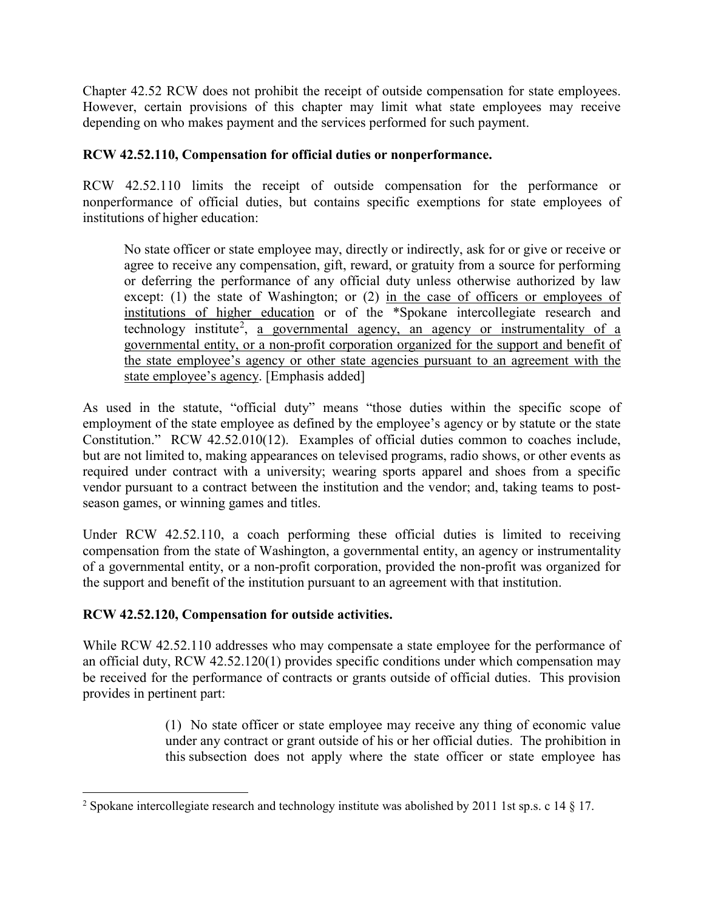Chapter 42.52 RCW does not prohibit the receipt of outside compensation for state employees. However, certain provisions of this chapter may limit what state employees may receive depending on who makes payment and the services performed for such payment.

**RCW 42.52.110, Compensation for official duties or nonperformance.**

RCW 42.52.110 limits the receipt of outside compensation for the performance or nonperformance of official duties, but contains specific exemptions for state employees of institutions of higher education:

> No state officer or state employee may, directly or indirectly, ask for or give or receive or agree to receive any compensation, gift, reward, or gratuity from a source for performing or deferring the performance of any official duty unless otherwise authorized by law except: (1) the state of Washington; or (2) <u>in the case of officers or employees of institutions of higher education</u> or of the *Spokane intercollegiate research and technology institute[2], <u>a governmental agency, an agency or instrumentality of a governmental entity, or a non-profit corporation organized for the support and benefit of the state employee's agency or other state agencies pursuant to an agreement with the state employee's agency</u>. [Emphasis added]

As used in the statute, "official duty" means "those duties within the specific scope of employment of the state employee as defined by the employee's agency or by statute or the state Constitution." RCW 42.52.010(12). Examples of official duties common to coaches include, but are not limited to, making appearances on televised programs, radio shows, or other events as required under contract with a university; wearing sports apparel and shoes from a specific vendor pursuant to a contract between the institution and the vendor; and, taking teams to post-season games, or winning games and titles.

Under RCW 42.52.110, a coach performing these official duties is limited to receiving compensation from the state of Washington, a governmental entity, an agency or instrumentality of a governmental entity, or a non-profit corporation, provided the non-profit was organized for the support and benefit of the institution pursuant to an agreement with that institution.

**RCW 42.52.120, Compensation for outside activities.**

While RCW 42.52.110 addresses who may compensate a state employee for the performance of an official duty, RCW 42.52.120(1) provides specific conditions under which compensation may be received for the performance of contracts or grants outside of official duties. This provision provides in pertinent part:

> (1) No state officer or state employee may receive any thing of economic value under any contract or grant outside of his or her official duties. The prohibition in this subsection does not apply where the state officer or state employee has

[2] Spokane intercollegiate research and technology institute was abolished by 2011 1st sp.s. c 14 § 17.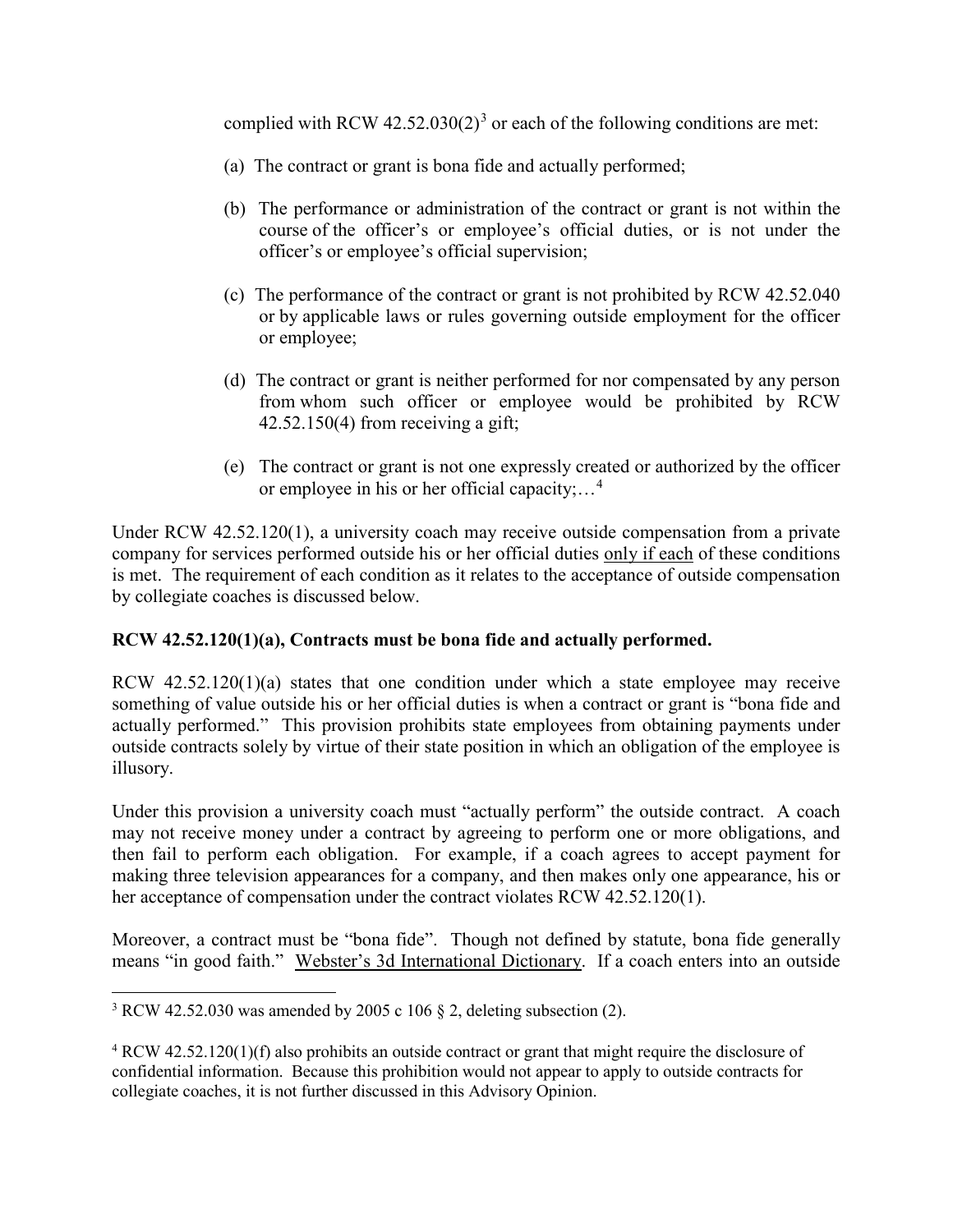complied with RCW 42.52.030(2)[3] or each of the following conditions are met:

(a) The contract or grant is bona fide and actually performed;

(b) The performance or administration of the contract or grant is not within the course of the officer's or employee's official duties, or is not under the officer's or employee's official supervision;

(c) The performance of the contract or grant is not prohibited by RCW 42.52.040 or by applicable laws or rules governing outside employment for the officer or employee;

(d) The contract or grant is neither performed for nor compensated by any person from whom such officer or employee would be prohibited by RCW 42.52.150(4) from receiving a gift;

(e) The contract or grant is not one expressly created or authorized by the officer or employee in his or her official capacity;…[4]

Under RCW 42.52.120(1), a university coach may receive outside compensation from a private company for services performed outside his or her official duties only if each of these conditions is met. The requirement of each condition as it relates to the acceptance of outside compensation by collegiate coaches is discussed below.

**RCW 42.52.120(1)(a), Contracts must be bona fide and actually performed.**

RCW 42.52.120(1)(a) states that one condition under which a state employee may receive something of value outside his or her official duties is when a contract or grant is "bona fide and actually performed." This provision prohibits state employees from obtaining payments under outside contracts solely by virtue of their state position in which an obligation of the employee is illusory.

Under this provision a university coach must "actually perform" the outside contract. A coach may not receive money under a contract by agreeing to perform one or more obligations, and then fail to perform each obligation. For example, if a coach agrees to accept payment for making three television appearances for a company, and then makes only one appearance, his or her acceptance of compensation under the contract violates RCW 42.52.120(1).

Moreover, a contract must be "bona fide". Though not defined by statute, bona fide generally means "in good faith." Webster's 3d International Dictionary. If a coach enters into an outside

---

[3] RCW 42.52.030 was amended by 2005 c 106 § 2, deleting subsection (2).

[4] RCW 42.52.120(1)(f) also prohibits an outside contract or grant that might require the disclosure of confidential information. Because this prohibition would not appear to apply to outside contracts for collegiate coaches, it is not further discussed in this Advisory Opinion.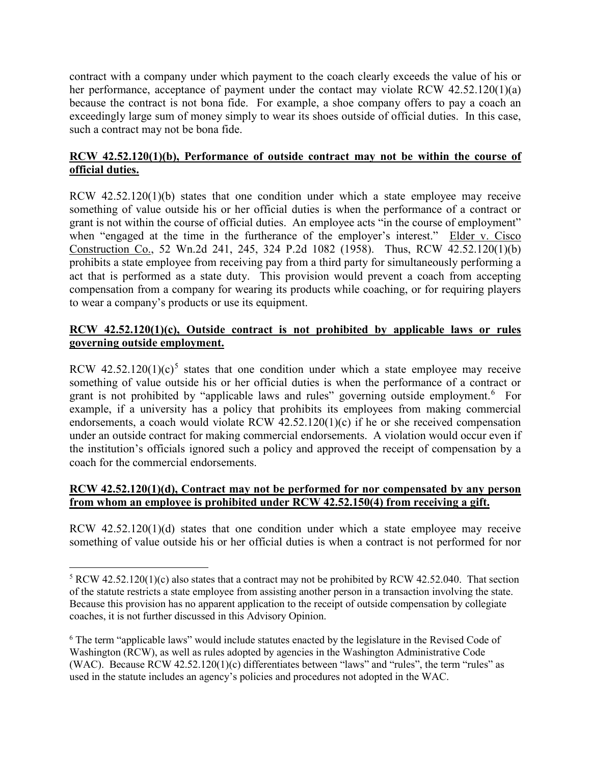contract with a company under which payment to the coach clearly exceeds the value of his or her performance, acceptance of payment under the contact may violate RCW 42.52.120(1)(a) because the contract is not bona fide. For example, a shoe company offers to pay a coach an exceedingly large sum of money simply to wear its shoes outside of official duties. In this case, such a contract may not be bona fide.

**RCW 42.52.120(1)(b), Performance of outside contract may not be within the course of official duties.**

RCW 42.52.120(1)(b) states that one condition under which a state employee may receive something of value outside his or her official duties is when the performance of a contract or grant is not within the course of official duties. An employee acts "in the course of employment" when "engaged at the time in the furtherance of the employer's interest." Elder v. Cisco Construction Co., 52 Wn.2d 241, 245, 324 P.2d 1082 (1958). Thus, RCW 42.52.120(1)(b) prohibits a state employee from receiving pay from a third party for simultaneously performing a act that is performed as a state duty. This provision would prevent a coach from accepting compensation from a company for wearing its products while coaching, or for requiring players to wear a company's products or use its equipment.

**RCW 42.52.120(1)(c), Outside contract is not prohibited by applicable laws or rules governing outside employment.**

RCW 42.52.120(1)(c)[5] states that one condition under which a state employee may receive something of value outside his or her official duties is when the performance of a contract or grant is not prohibited by "applicable laws and rules" governing outside employment.[6] For example, if a university has a policy that prohibits its employees from making commercial endorsements, a coach would violate RCW 42.52.120(1)(c) if he or she received compensation under an outside contract for making commercial endorsements. A violation would occur even if the institution's officials ignored such a policy and approved the receipt of compensation by a coach for the commercial endorsements.

**RCW 42.52.120(1)(d), Contract may not be performed for nor compensated by any person from whom an employee is prohibited under RCW 42.52.150(4) from receiving a gift.**

RCW 42.52.120(1)(d) states that one condition under which a state employee may receive something of value outside his or her official duties is when a contract is not performed for nor

---

[5] RCW 42.52.120(1)(c) also states that a contract may not be prohibited by RCW 42.52.040. That section of the statute restricts a state employee from assisting another person in a transaction involving the state. Because this provision has no apparent application to the receipt of outside compensation by collegiate coaches, it is not further discussed in this Advisory Opinion.

[6] The term "applicable laws" would include statutes enacted by the legislature in the Revised Code of Washington (RCW), as well as rules adopted by agencies in the Washington Administrative Code (WAC). Because RCW 42.52.120(1)(c) differentiates between "laws" and "rules", the term "rules" as used in the statute includes an agency's policies and procedures not adopted in the WAC.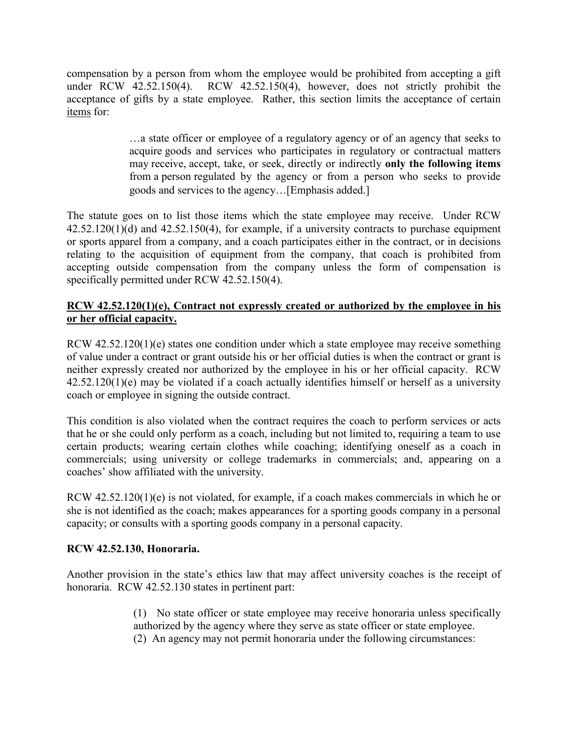compensation by a person from whom the employee would be prohibited from accepting a gift under RCW 42.52.150(4). RCW 42.52.150(4), however, does not strictly prohibit the acceptance of gifts by a state employee. Rather, this section limits the acceptance of certain <u>items</u> for:

> …a state officer or employee of a regulatory agency or of an agency that seeks to acquire goods and services who participates in regulatory or contractual matters may receive, accept, take, or seek, directly or indirectly **only the following items** from a person regulated by the agency or from a person who seeks to provide goods and services to the agency…[Emphasis added.]

The statute goes on to list those items which the state employee may receive. Under RCW 42.52.120(1)(d) and 42.52.150(4), for example, if a university contracts to purchase equipment or sports apparel from a company, and a coach participates either in the contract, or in decisions relating to the acquisition of equipment from the company, that coach is prohibited from accepting outside compensation from the company unless the form of compensation is specifically permitted under RCW 42.52.150(4).

### <u>RCW 42.52.120(1)(e), Contract not expressly created or authorized by the employee in his or her official capacity.</u>

RCW 42.52.120(1)(e) states one condition under which a state employee may receive something of value under a contract or grant outside his or her official duties is when the contract or grant is neither expressly created nor authorized by the employee in his or her official capacity. RCW 42.52.120(1)(e) may be violated if a coach actually identifies himself or herself as a university coach or employee in signing the outside contract.

This condition is also violated when the contract requires the coach to perform services or acts that he or she could only perform as a coach, including but not limited to, requiring a team to use certain products; wearing certain clothes while coaching; identifying oneself as a coach in commercials; using university or college trademarks in commercials; and, appearing on a coaches' show affiliated with the university.

RCW 42.52.120(1)(e) is not violated, for example, if a coach makes commercials in which he or she is not identified as the coach; makes appearances for a sporting goods company in a personal capacity; or consults with a sporting goods company in a personal capacity.

### RCW 42.52.130, Honoraria.

Another provision in the state's ethics law that may affect university coaches is the receipt of honoraria. RCW 42.52.130 states in pertinent part:

> (1) No state officer or state employee may receive honoraria unless specifically authorized by the agency where they serve as state officer or state employee.
> (2) An agency may not permit honoraria under the following circumstances: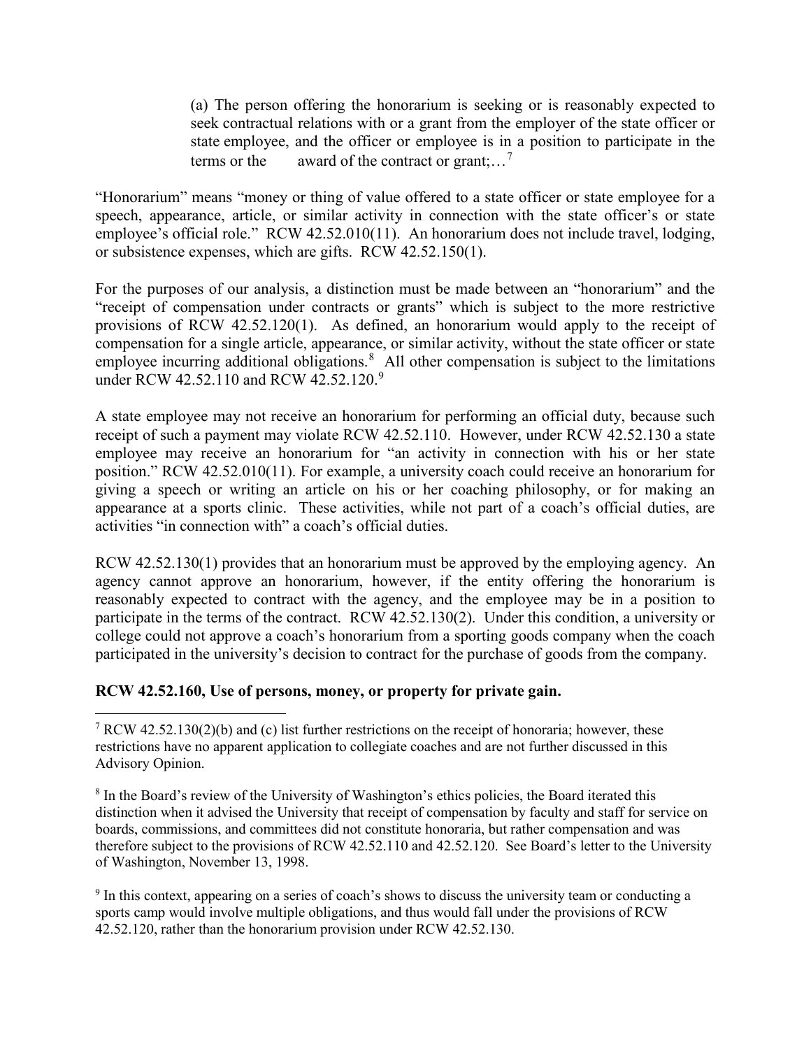> (a) The person offering the honorarium is seeking or is reasonably expected to seek contractual relations with or a grant from the employer of the state officer or state employee, and the officer or employee is in a position to participate in the terms or the award of the contract or grant;…[7]

"Honorarium" means "money or thing of value offered to a state officer or state employee for a speech, appearance, article, or similar activity in connection with the state officer's or state employee's official role." RCW 42.52.010(11). An honorarium does not include travel, lodging, or subsistence expenses, which are gifts. RCW 42.52.150(1).

For the purposes of our analysis, a distinction must be made between an "honorarium" and the "receipt of compensation under contracts or grants" which is subject to the more restrictive provisions of RCW 42.52.120(1). As defined, an honorarium would apply to the receipt of compensation for a single article, appearance, or similar activity, without the state officer or state employee incurring additional obligations.[8] All other compensation is subject to the limitations under RCW 42.52.110 and RCW 42.52.120.[9]

A state employee may not receive an honorarium for performing an official duty, because such receipt of such a payment may violate RCW 42.52.110. However, under RCW 42.52.130 a state employee may receive an honorarium for "an activity in connection with his or her state position." RCW 42.52.010(11). For example, a university coach could receive an honorarium for giving a speech or writing an article on his or her coaching philosophy, or for making an appearance at a sports clinic. These activities, while not part of a coach's official duties, are activities "in connection with" a coach's official duties.

RCW 42.52.130(1) provides that an honorarium must be approved by the employing agency. An agency cannot approve an honorarium, however, if the entity offering the honorarium is reasonably expected to contract with the agency, and the employee may be in a position to participate in the terms of the contract. RCW 42.52.130(2). Under this condition, a university or college could not approve a coach's honorarium from a sporting goods company when the coach participated in the university's decision to contract for the purchase of goods from the company.

**RCW 42.52.160, Use of persons, money, or property for private gain.**

---

[7] RCW 42.52.130(2)(b) and (c) list further restrictions on the receipt of honoraria; however, these restrictions have no apparent application to collegiate coaches and are not further discussed in this Advisory Opinion.

[8] In the Board's review of the University of Washington's ethics policies, the Board iterated this distinction when it advised the University that receipt of compensation by faculty and staff for service on boards, commissions, and committees did not constitute honoraria, but rather compensation and was therefore subject to the provisions of RCW 42.52.110 and 42.52.120. See Board's letter to the University of Washington, November 13, 1998.

[9] In this context, appearing on a series of coach's shows to discuss the university team or conducting a sports camp would involve multiple obligations, and thus would fall under the provisions of RCW 42.52.120, rather than the honorarium provision under RCW 42.52.130.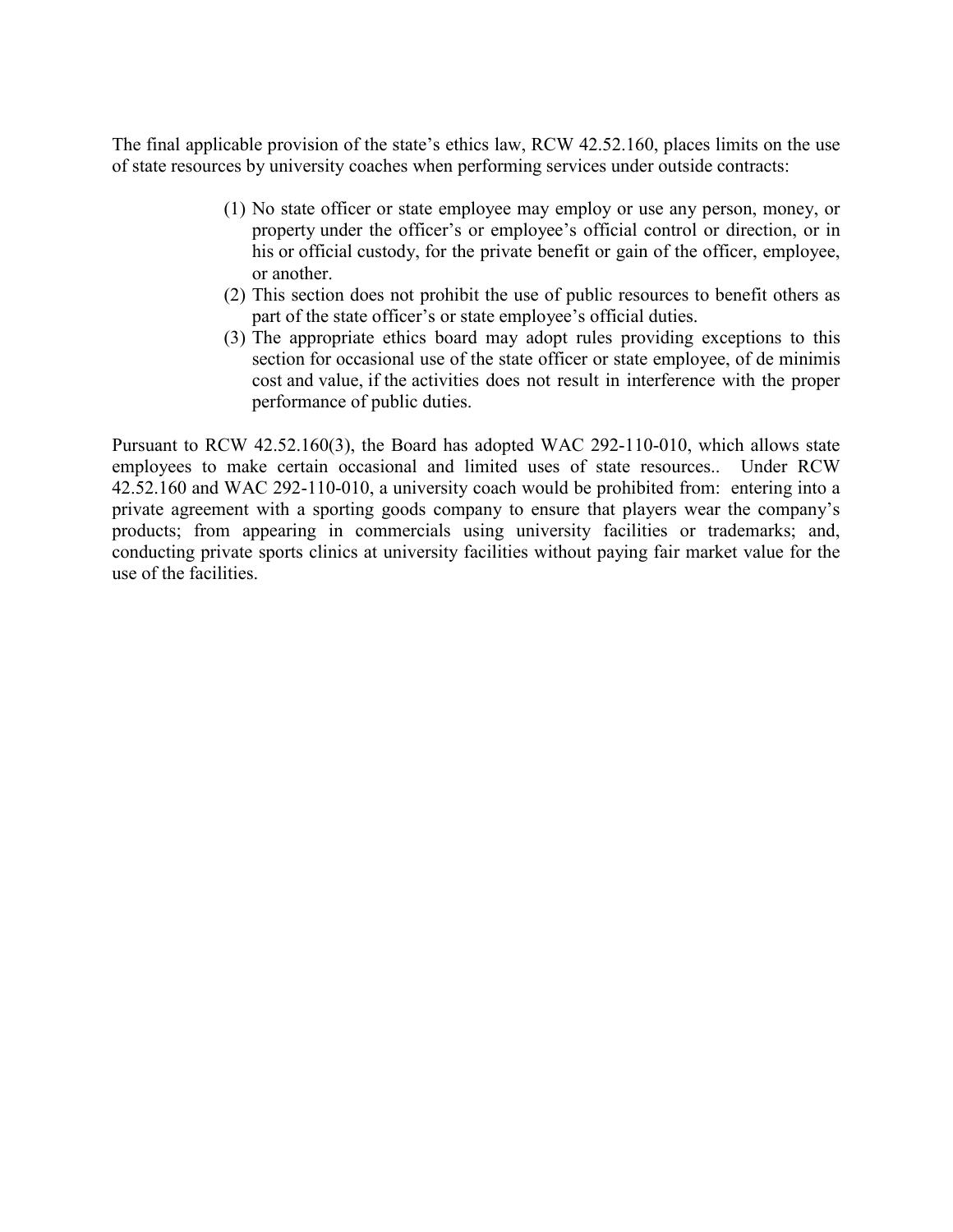The final applicable provision of the state's ethics law, RCW 42.52.160, places limits on the use of state resources by university coaches when performing services under outside contracts:

> (1) No state officer or state employee may employ or use any person, money, or property under the officer's or employee's official control or direction, or in his or official custody, for the private benefit or gain of the officer, employee, or another.
>
> (2) This section does not prohibit the use of public resources to benefit others as part of the state officer's or state employee's official duties.
>
> (3) The appropriate ethics board may adopt rules providing exceptions to this section for occasional use of the state officer or state employee, of de minimis cost and value, if the activities does not result in interference with the proper performance of public duties.

Pursuant to RCW 42.52.160(3), the Board has adopted WAC 292-110-010, which allows state employees to make certain occasional and limited uses of state resources.. Under RCW 42.52.160 and WAC 292-110-010, a university coach would be prohibited from: entering into a private agreement with a sporting goods company to ensure that players wear the company's products; from appearing in commercials using university facilities or trademarks; and, conducting private sports clinics at university facilities without paying fair market value for the use of the facilities.